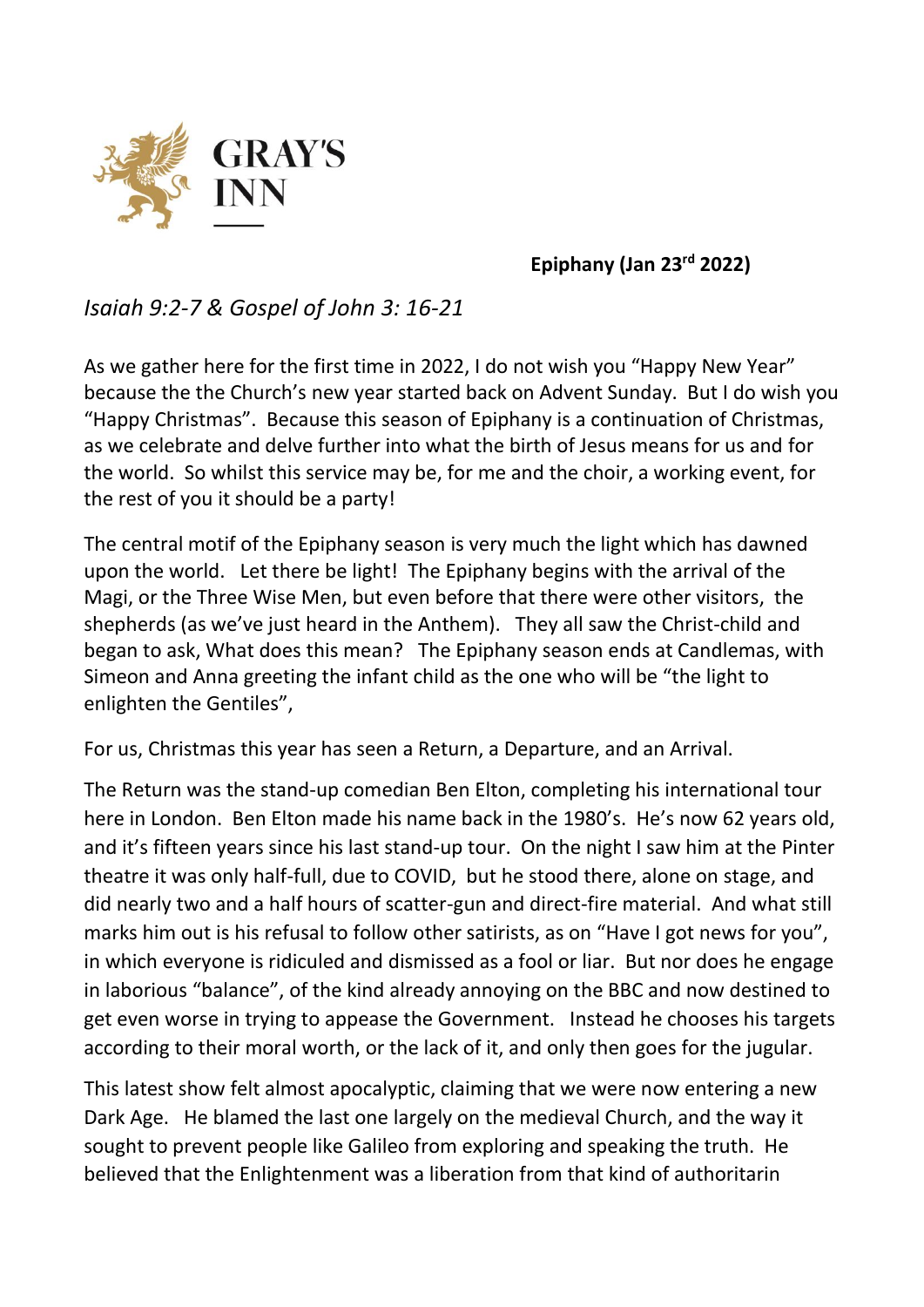GRAY'S INN

**Epiphany (Jan 23rd 2022)**

*Isaiah 9:2-7 & Gospel of John 3: 16-21*

As we gather here for the first time in 2022, I do not wish you "Happy New Year" because the the Church's new year started back on Advent Sunday. But I do wish you "Happy Christmas". Because this season of Epiphany is a continuation of Christmas, as we celebrate and delve further into what the birth of Jesus means for us and for the world. So whilst this service may be, for me and the choir, a working event, for the rest of you it should be a party!

The central motif of the Epiphany season is very much the light which has dawned upon the world. Let there be light! The Epiphany begins with the arrival of the Magi, or the Three Wise Men, but even before that there were other visitors, the shepherds (as we've just heard in the Anthem). They all saw the Christ-child and began to ask, What does this mean? The Epiphany season ends at Candlemas, with Simeon and Anna greeting the infant child as the one who will be "the light to enlighten the Gentiles",

For us, Christmas this year has seen a Return, a Departure, and an Arrival.

The Return was the stand-up comedian Ben Elton, completing his international tour here in London. Ben Elton made his name back in the 1980's. He's now 62 years old, and it's fifteen years since his last stand-up tour. On the night I saw him at the Pinter theatre it was only half-full, due to COVID, but he stood there, alone on stage, and did nearly two and a half hours of scatter-gun and direct-fire material. And what still marks him out is his refusal to follow other satirists, as on "Have I got news for you", in which everyone is ridiculed and dismissed as a fool or liar. But nor does he engage in laborious "balance", of the kind already annoying on the BBC and now destined to get even worse in trying to appease the Government. Instead he chooses his targets according to their moral worth, or the lack of it, and only then goes for the jugular.

This latest show felt almost apocalyptic, claiming that we were now entering a new Dark Age. He blamed the last one largely on the medieval Church, and the way it sought to prevent people like Galileo from exploring and speaking the truth. He believed that the Enlightenment was a liberation from that kind of authoritarin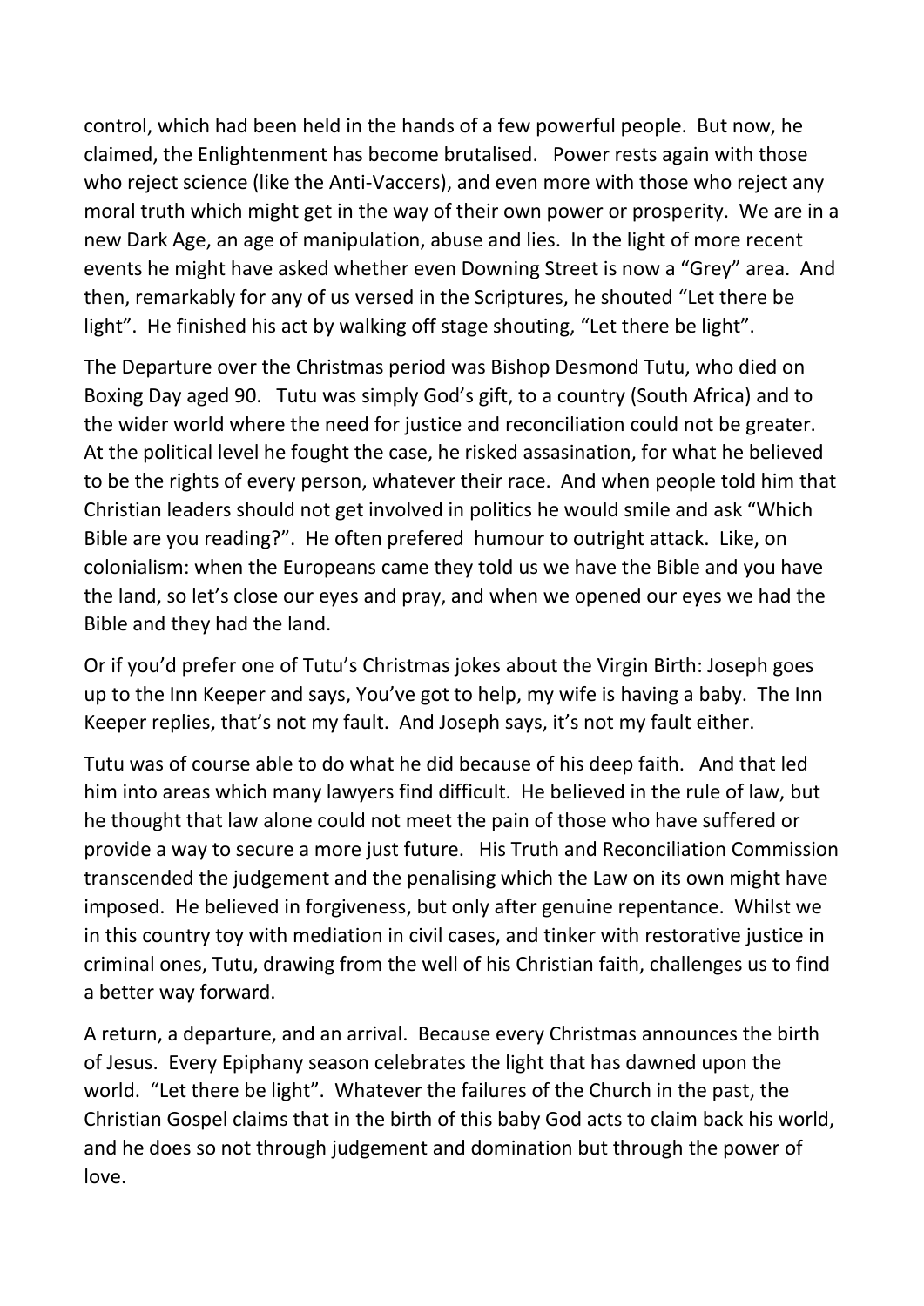control, which had been held in the hands of a few powerful people. But now, he claimed, the Enlightenment has become brutalised. Power rests again with those who reject science (like the Anti-Vaccers), and even more with those who reject any moral truth which might get in the way of their own power or prosperity. We are in a new Dark Age, an age of manipulation, abuse and lies. In the light of more recent events he might have asked whether even Downing Street is now a "Grey" area. And then, remarkably for any of us versed in the Scriptures, he shouted "Let there be light". He finished his act by walking off stage shouting, "Let there be light".

The Departure over the Christmas period was Bishop Desmond Tutu, who died on Boxing Day aged 90. Tutu was simply God's gift, to a country (South Africa) and to the wider world where the need for justice and reconciliation could not be greater. At the political level he fought the case, he risked assasination, for what he believed to be the rights of every person, whatever their race. And when people told him that Christian leaders should not get involved in politics he would smile and ask "Which Bible are you reading?". He often prefered humour to outright attack. Like, on colonialism: when the Europeans came they told us we have the Bible and you have the land, so let's close our eyes and pray, and when we opened our eyes we had the Bible and they had the land.

Or if you'd prefer one of Tutu's Christmas jokes about the Virgin Birth: Joseph goes up to the Inn Keeper and says, You've got to help, my wife is having a baby. The Inn Keeper replies, that's not my fault. And Joseph says, it's not my fault either.

Tutu was of course able to do what he did because of his deep faith. And that led him into areas which many lawyers find difficult. He believed in the rule of law, but he thought that law alone could not meet the pain of those who have suffered or provide a way to secure a more just future. His Truth and Reconciliation Commission transcended the judgement and the penalising which the Law on its own might have imposed. He believed in forgiveness, but only after genuine repentance. Whilst we in this country toy with mediation in civil cases, and tinker with restorative justice in criminal ones, Tutu, drawing from the well of his Christian faith, challenges us to find a better way forward.

A return, a departure, and an arrival. Because every Christmas announces the birth of Jesus. Every Epiphany season celebrates the light that has dawned upon the world. "Let there be light". Whatever the failures of the Church in the past, the Christian Gospel claims that in the birth of this baby God acts to claim back his world, and he does so not through judgement and domination but through the power of love.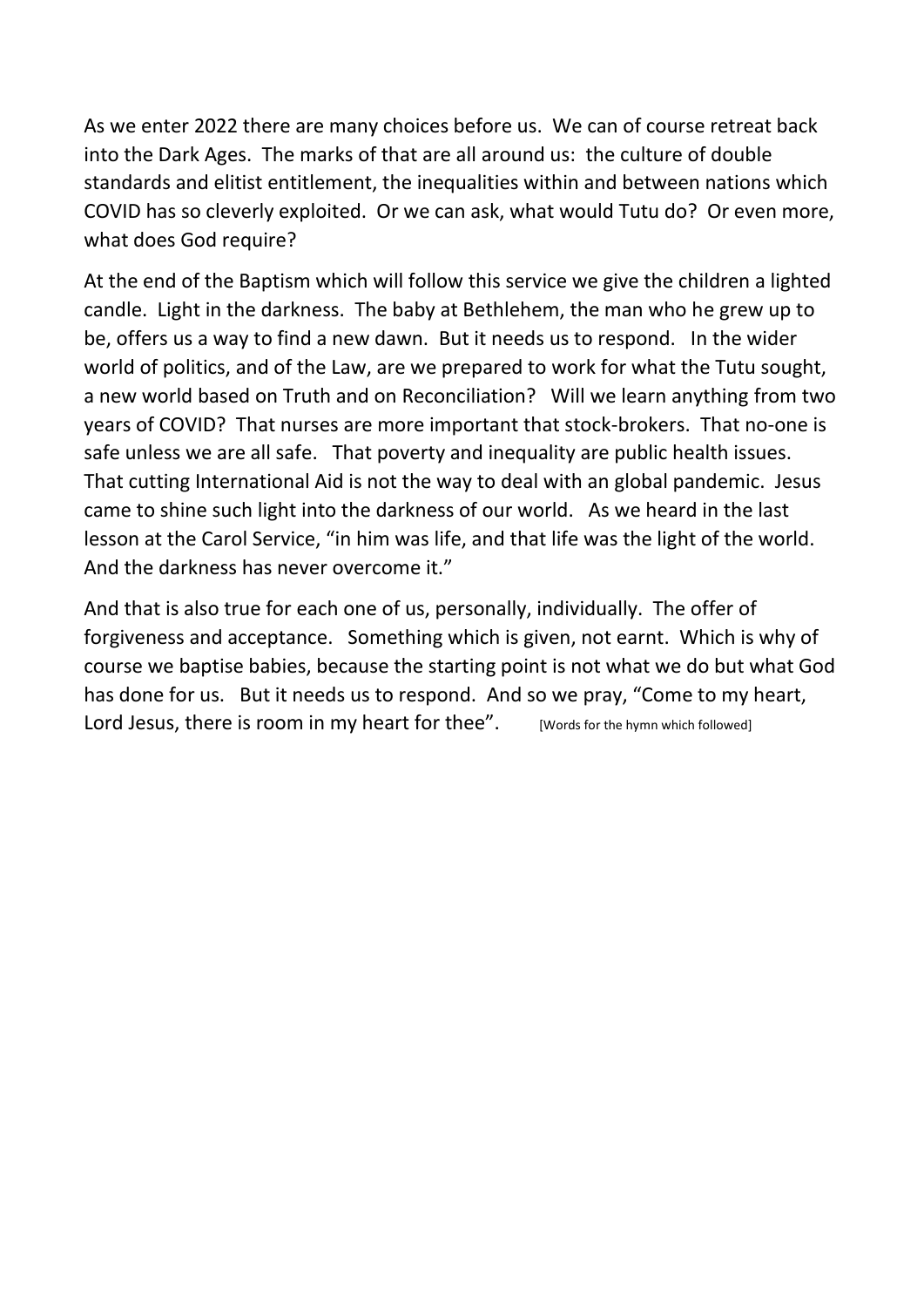As we enter 2022 there are many choices before us. We can of course retreat back into the Dark Ages. The marks of that are all around us: the culture of double standards and elitist entitlement, the inequalities within and between nations which COVID has so cleverly exploited. Or we can ask, what would Tutu do? Or even more, what does God require?

At the end of the Baptism which will follow this service we give the children a lighted candle. Light in the darkness. The baby at Bethlehem, the man who he grew up to be, offers us a way to find a new dawn. But it needs us to respond. In the wider world of politics, and of the Law, are we prepared to work for what the Tutu sought, a new world based on Truth and on Reconciliation? Will we learn anything from two years of COVID? That nurses are more important that stock-brokers. That no-one is safe unless we are all safe. That poverty and inequality are public health issues. That cutting International Aid is not the way to deal with an global pandemic. Jesus came to shine such light into the darkness of our world. As we heard in the last lesson at the Carol Service, "in him was life, and that life was the light of the world. And the darkness has never overcome it."

And that is also true for each one of us, personally, individually. The offer of forgiveness and acceptance. Something which is given, not earnt. Which is why of course we baptise babies, because the starting point is not what we do but what God has done for us. But it needs us to respond. And so we pray, "Come to my heart, Lord Jesus, there is room in my heart for thee". [Words for the hymn which followed]